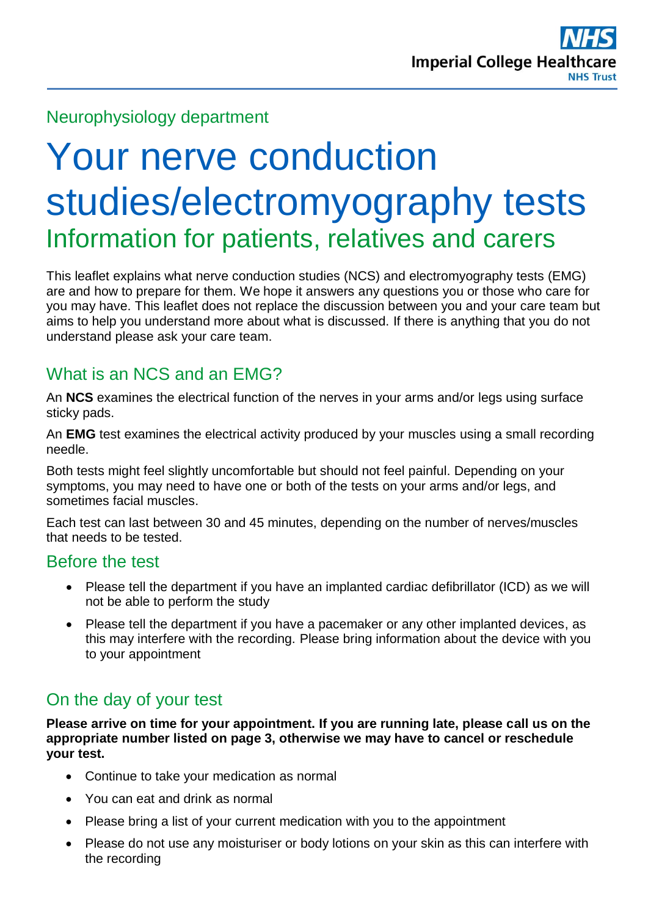Neurophysiology department

# Your nerve conduction studies/electromyography tests

## Information for patients, relatives and carers

This leaflet explains what nerve conduction studies (NCS) and electromyography tests (EMG) are and how to prepare for them. We hope it answers any questions you or those who care for you may have. This leaflet does not replace the discussion between you and your care team but aims to help you understand more about what is discussed. If there is anything that you do not understand please ask your care team.

## What is an NCS and an EMG?

An **NCS** examines the electrical function of the nerves in your arms and/or legs using surface sticky pads.

An **EMG** test examines the electrical activity produced by your muscles using a small recording needle.

Both tests might feel slightly uncomfortable but should not feel painful. Depending on your symptoms, you may need to have one or both of the tests on your arms and/or legs, and sometimes facial muscles.

Each test can last between 30 and 45 minutes, depending on the number of nerves/muscles that needs to be tested.

## Before the test

- Please tell the department if you have an implanted cardiac defibrillator (ICD) as we will not be able to perform the study
- Please tell the department if you have a pacemaker or any other implanted devices, as this may interfere with the recording. Please bring information about the device with you to your appointment

## On the day of your test

**Please arrive on time for your appointment. If you are running late, please call us on the appropriate number listed on page 3, otherwise we may have to cancel or reschedule your test.**

- Continue to take your medication as normal
- You can eat and drink as normal
- Please bring a list of your current medication with you to the appointment
- Please do not use any moisturiser or body lotions on your skin as this can interfere with the recording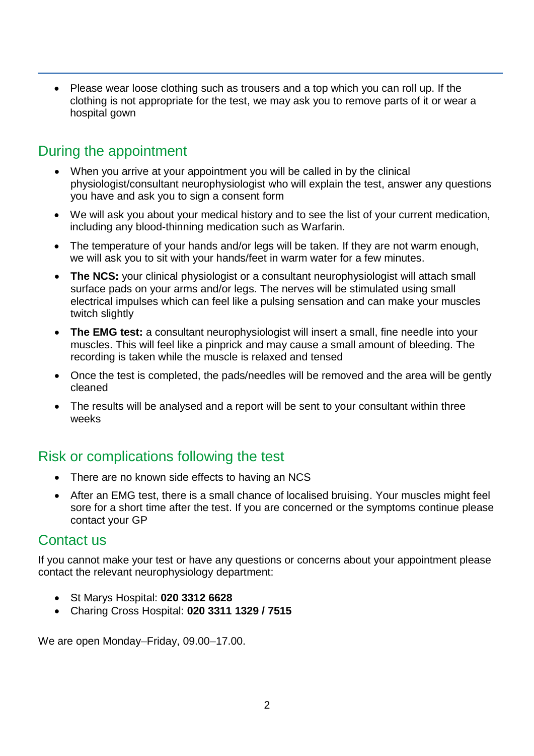- Please wear loose clothing such as trousers and a top which you can roll up. If the clothing is not appropriate for the test, we may ask you to remove parts of it or wear a hospital gown

## During the appointment

- When you arrive at your appointment you will be called in by the clinical physiologist/consultant neurophysiologist who will explain the test, answer any questions you have and ask you to sign a consent form
- We will ask you about your medical history and to see the list of your current medication, including any blood-thinning medication such as Warfarin.
- The temperature of your hands and/or legs will be taken. If they are not warm enough, we will ask you to sit with your hands/feet in warm water for a few minutes.
- **The NCS:** your clinical physiologist or a consultant neurophysiologist will attach small surface pads on your arms and/or legs. The nerves will be stimulated using small electrical impulses which can feel like a pulsing sensation and can make your muscles twitch slightly
- **The EMG test:** a consultant neurophysiologist will insert a small, fine needle into your muscles. This will feel like a pinprick and may cause a small amount of bleeding. The recording is taken while the muscle is relaxed and tensed
- Once the test is completed, the pads/needles will be removed and the area will be gently cleaned
- The results will be analysed and a report will be sent to your consultant within three weeks

## Risk or complications following the test

- There are no known side effects to having an NCS
- After an EMG test, there is a small chance of localised bruising. Your muscles might feel sore for a short time after the test. If you are concerned or the symptoms continue please contact your GP

## Contact us

If you cannot make your test or have any questions or concerns about your appointment please contact the relevant neurophysiology department:

- St Marys Hospital: **020 3312 6628**
- Charing Cross Hospital: **020 3311 1329 / 7515**

We are open Monday–Friday, 09.00–17.00.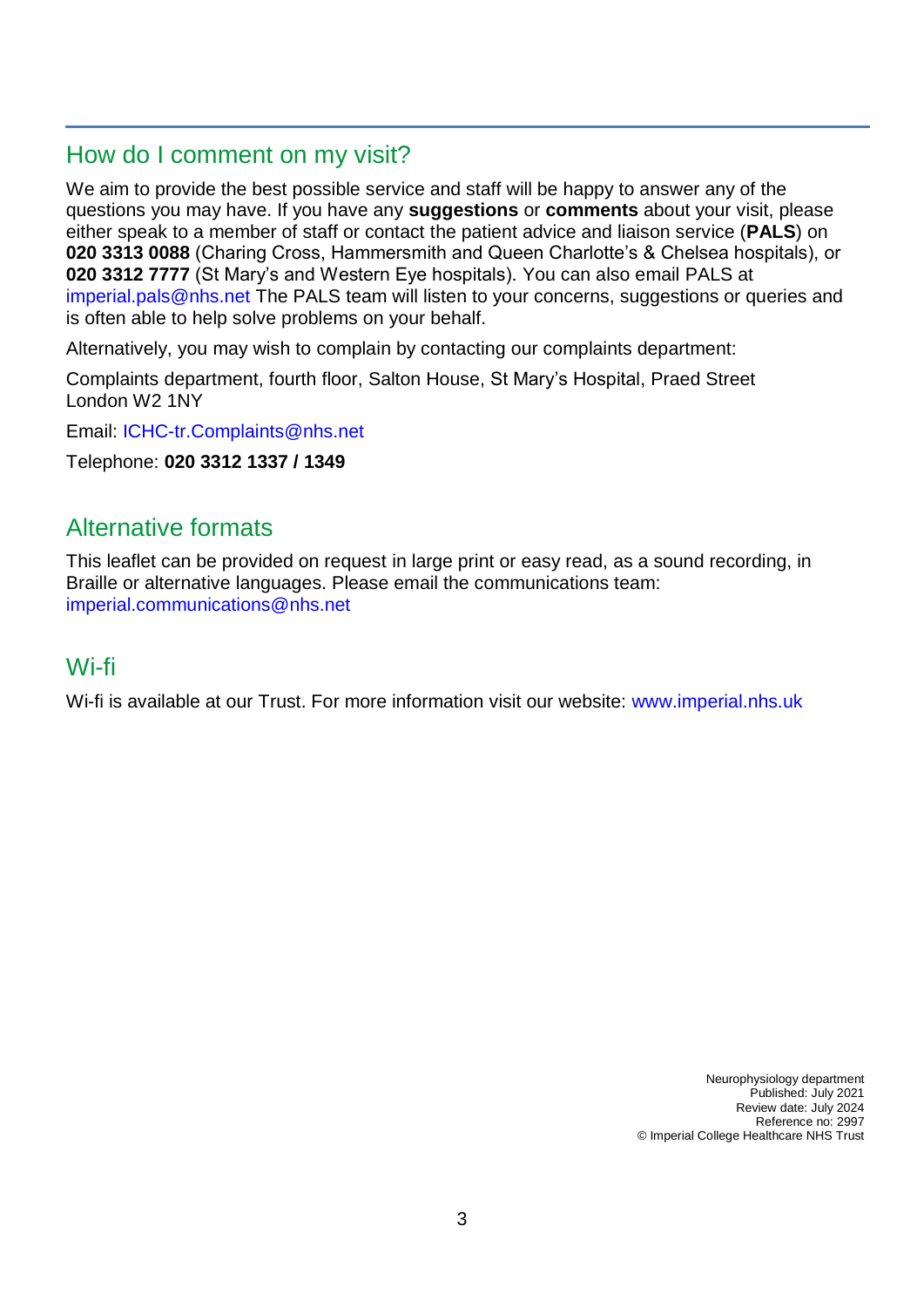## How do I comment on my visit?

We aim to provide the best possible service and staff will be happy to answer any of the questions you may have. If you have any **suggestions** or **comments** about your visit, please either speak to a member of staff or contact the patient advice and liaison service (**PALS**) on **020 3313 0088** (Charing Cross, Hammersmith and Queen Charlotte's & Chelsea hospitals), or **020 3312 7777** (St Mary's and Western Eye hospitals). You can also email PALS at imperial.pals@nhs.net The PALS team will listen to your concerns, suggestions or queries and is often able to help solve problems on your behalf.

Alternatively, you may wish to complain by contacting our complaints department:

Complaints department, fourth floor, Salton House, St Mary's Hospital, Praed Street
London W2 1NY

Email: ICHC-tr.Complaints@nhs.net

Telephone: **020 3312 1337 / 1349**

## Alternative formats

This leaflet can be provided on request in large print or easy read, as a sound recording, in Braille or alternative languages. Please email the communications team: imperial.communications@nhs.net

## Wi-fi

Wi-fi is available at our Trust. For more information visit our website: www.imperial.nhs.uk

Neurophysiology department
Published: July 2021
Review date: July 2024
Reference no: 2997
© Imperial College Healthcare NHS Trust